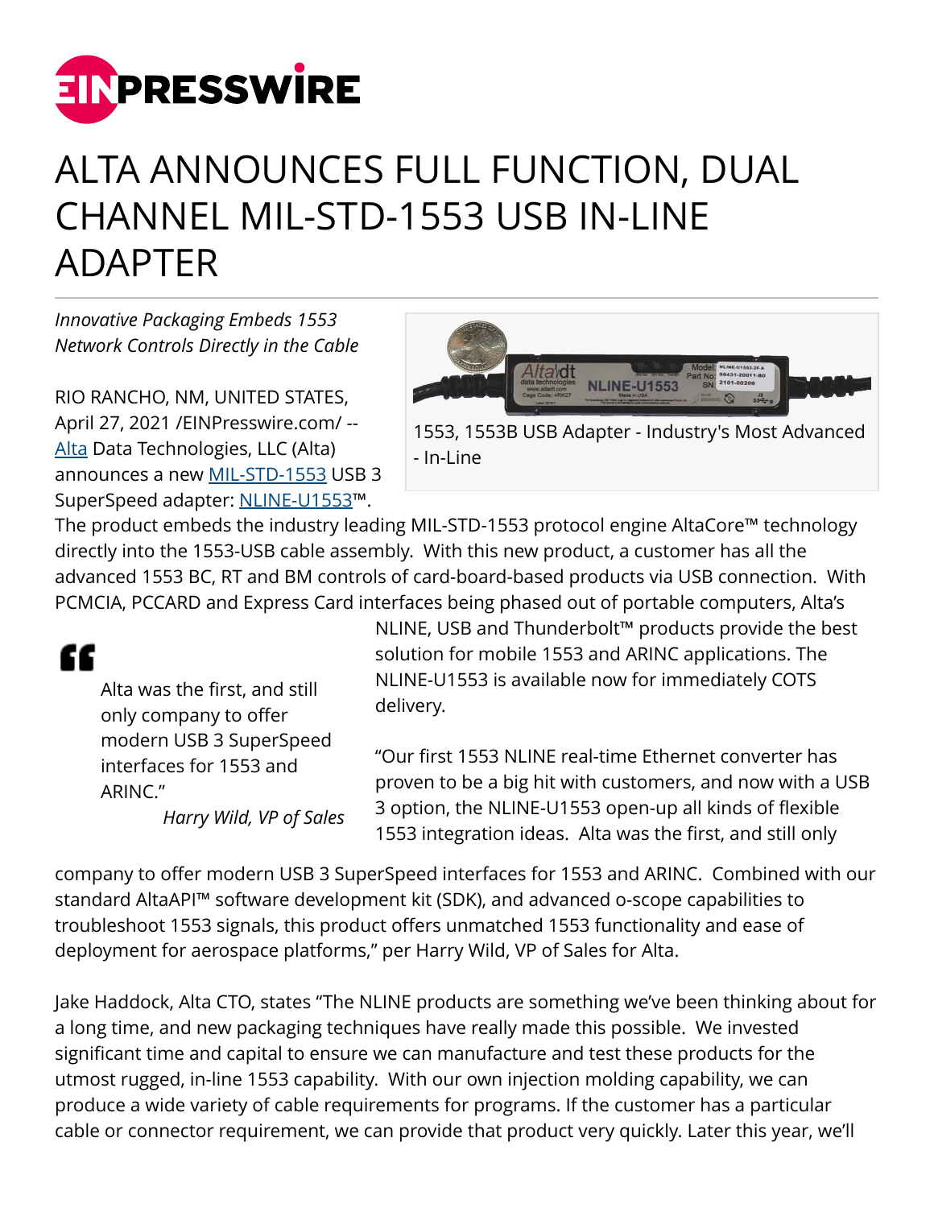# ALTA ANNOUNCES FULL FUNCTION, DUAL CHANNEL MIL-STD-1553 USB IN-LINE ADAPTER

*Innovative Packaging Embeds 1553 Network Controls Directly in the Cable*

1553, 1553B USB Adapter - Industry's Most Advanced - In-Line

RIO RANCHO, NM, UNITED STATES, April 27, 2021 /EINPresswire.com/ -- Alta Data Technologies, LLC (Alta) announces a new MIL-STD-1553 USB 3 SuperSpeed adapter: NLINE-U1553™. The product embeds the industry leading MIL-STD-1553 protocol engine AltaCore™ technology directly into the 1553-USB cable assembly. With this new product, a customer has all the advanced 1553 BC, RT and BM controls of card-board-based products via USB connection. With PCMCIA, PCCARD and Express Card interfaces being phased out of portable computers, Alta's NLINE, USB and Thunderbolt™ products provide the best solution for mobile 1553 and ARINC applications. The NLINE-U1553 is available now for immediately COTS delivery.

> Alta was the first, and still only company to offer modern USB 3 SuperSpeed interfaces for 1553 and ARINC."
>
> *Harry Wild, VP of Sales*

"Our first 1553 NLINE real-time Ethernet converter has proven to be a big hit with customers, and now with a USB 3 option, the NLINE-U1553 open-up all kinds of flexible 1553 integration ideas. Alta was the first, and still only company to offer modern USB 3 SuperSpeed interfaces for 1553 and ARINC. Combined with our standard AltaAPI™ software development kit (SDK), and advanced o-scope capabilities to troubleshoot 1553 signals, this product offers unmatched 1553 functionality and ease of deployment for aerospace platforms," per Harry Wild, VP of Sales for Alta.

Jake Haddock, Alta CTO, states "The NLINE products are something we've been thinking about for a long time, and new packaging techniques have really made this possible. We invested significant time and capital to ensure we can manufacture and test these products for the utmost rugged, in-line 1553 capability. With our own injection molding capability, we can produce a wide variety of cable requirements for programs. If the customer has a particular cable or connector requirement, we can provide that product very quickly. Later this year, we'll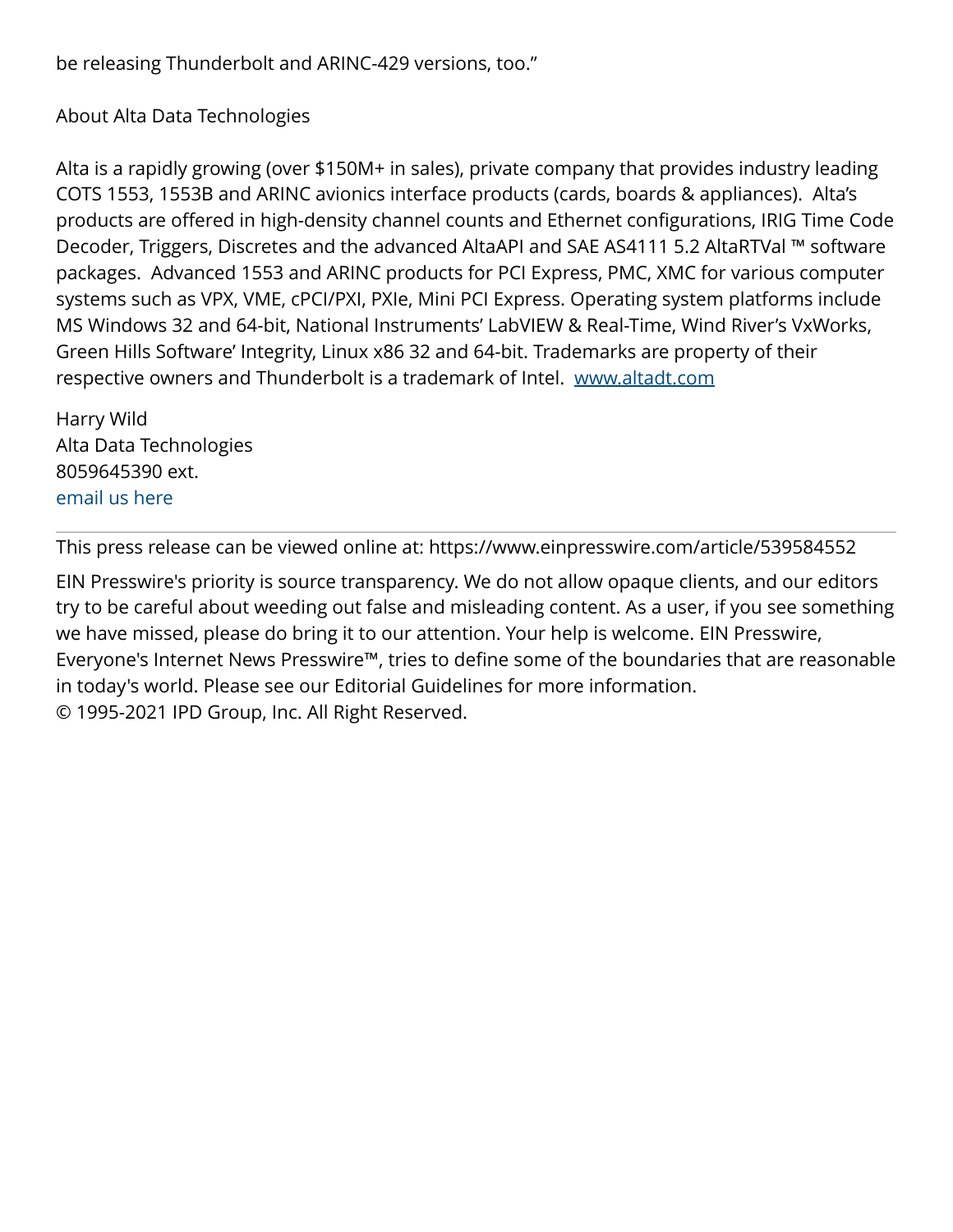be releasing Thunderbolt and ARINC-429 versions, too."

About Alta Data Technologies

Alta is a rapidly growing (over $150M+ in sales), private company that provides industry leading COTS 1553, 1553B and ARINC avionics interface products (cards, boards & appliances). Alta's products are offered in high-density channel counts and Ethernet configurations, IRIG Time Code Decoder, Triggers, Discretes and the advanced AltaAPI and SAE AS4111 5.2 AltaRTVal ™ software packages. Advanced 1553 and ARINC products for PCI Express, PMC, XMC for various computer systems such as VPX, VME, cPCI/PXI, PXIe, Mini PCI Express. Operating system platforms include MS Windows 32 and 64-bit, National Instruments' LabVIEW & Real-Time, Wind River's VxWorks, Green Hills Software' Integrity, Linux x86 32 and 64-bit. Trademarks are property of their respective owners and Thunderbolt is a trademark of Intel. [www.altadt.com](www.altadt.com)

Harry Wild
Alta Data Technologies
8059645390 ext.
email us here

---

This press release can be viewed online at: https://www.einpresswire.com/article/539584552

EIN Presswire's priority is source transparency. We do not allow opaque clients, and our editors try to be careful about weeding out false and misleading content. As a user, if you see something we have missed, please do bring it to our attention. Your help is welcome. EIN Presswire, Everyone's Internet News Presswire™, tries to define some of the boundaries that are reasonable in today's world. Please see our Editorial Guidelines for more information.
© 1995-2021 IPD Group, Inc. All Right Reserved.